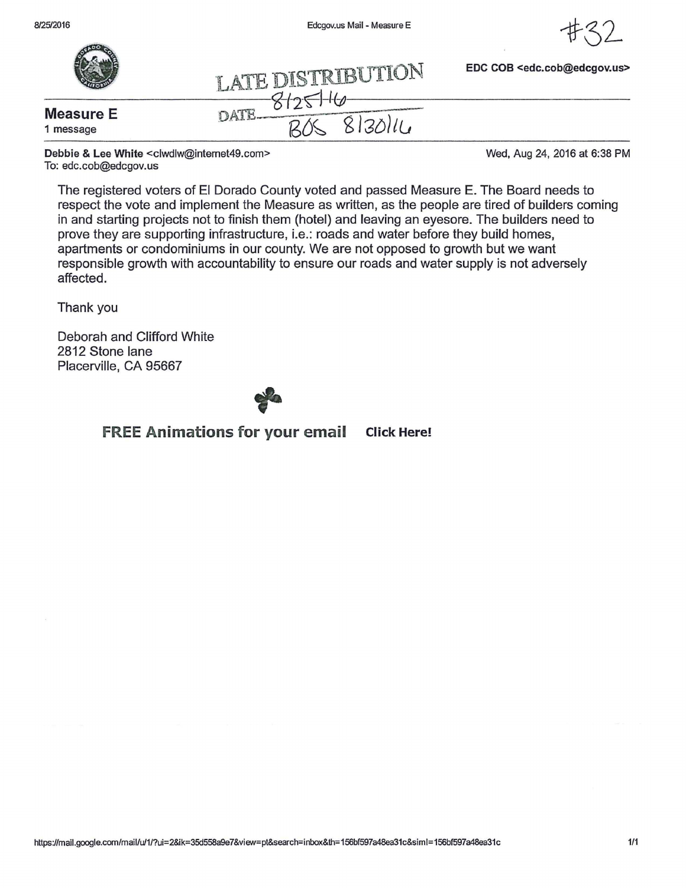#32

EDC COB <edc.cob@edcgov.us>

LATE DISTRIBUTION
DATE 8/25/16
BOS 8/30/16

## Measure E

1 message

**Debbie & Lee White** <clwdlw@internet49.com>
To: edc.cob@edcgov.us

Wed, Aug 24, 2016 at 6:38 PM

The registered voters of El Dorado County voted and passed Measure E. The Board needs to respect the vote and implement the Measure as written, as the people are tired of builders coming in and starting projects not to finish them (hotel) and leaving an eyesore. The builders need to prove they are supporting infrastructure, i.e.: roads and water before they build homes, apartments or condominiums in our county. We are not opposed to growth but we want responsible growth with accountability to ensure our roads and water supply is not adversely affected.

Thank you

Deborah and Clifford White
2812 Stone lane
Placerville, CA 95667

**FREE Animations for your email** **Click Here!**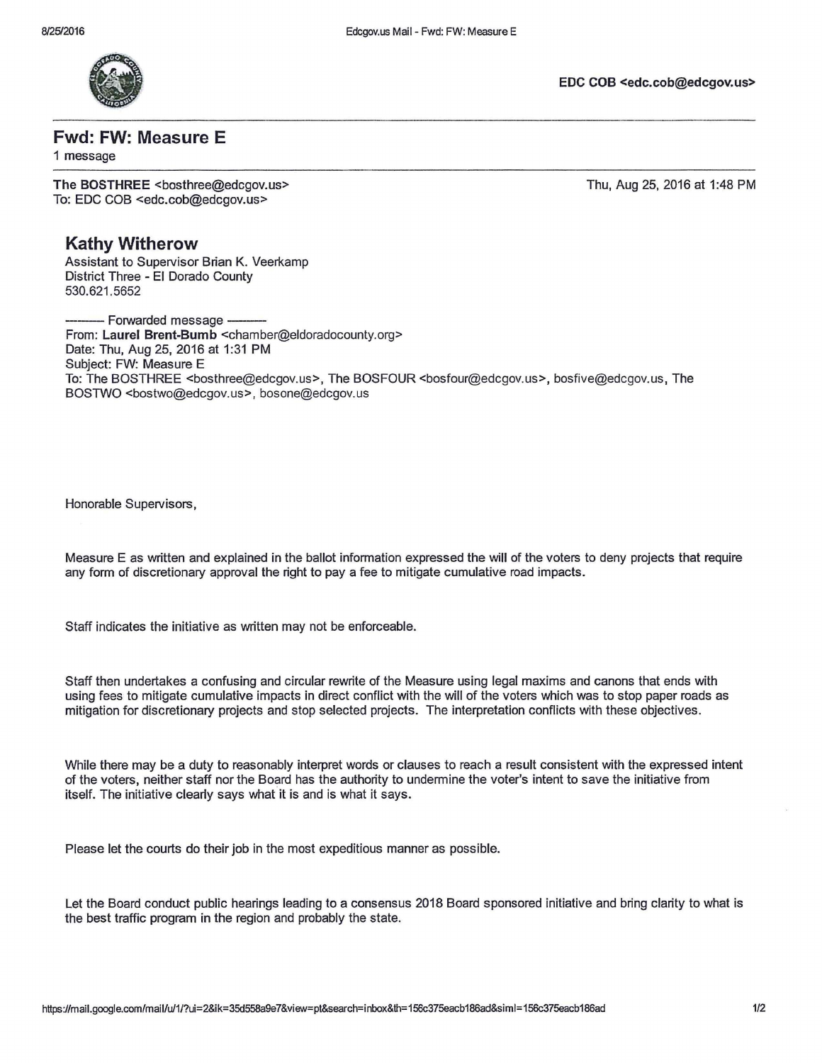EDC COB <edc.cob@edcgov.us>

# Fwd: FW: Measure E

1 message

**The BOSTHREE** <bosthree@edcgov.us>
To: EDC COB <edc.cob@edcgov.us>

Thu, Aug 25, 2016 at 1:48 PM

## Kathy Witherow

Assistant to Supervisor Brian K. Veerkamp
District Three - El Dorado County
530.621.5652

---------- Forwarded message ----------
From: **Laurel Brent-Bumb** <chamber@eldoradocounty.org>
Date: Thu, Aug 25, 2016 at 1:31 PM
Subject: FW: Measure E
To: The BOSTHREE <bosthree@edcgov.us>, The BOSFOUR <bosfour@edcgov.us>, bosfive@edcgov.us, The BOSTWO <bostwo@edcgov.us>, bosone@edcgov.us

Honorable Supervisors,

Measure E as written and explained in the ballot information expressed the will of the voters to deny projects that require any form of discretionary approval the right to pay a fee to mitigate cumulative road impacts.

Staff indicates the initiative as written may not be enforceable.

Staff then undertakes a confusing and circular rewrite of the Measure using legal maxims and canons that ends with using fees to mitigate cumulative impacts in direct conflict with the will of the voters which was to stop paper roads as mitigation for discretionary projects and stop selected projects. The interpretation conflicts with these objectives.

While there may be a duty to reasonably interpret words or clauses to reach a result consistent with the expressed intent of the voters, neither staff nor the Board has the authority to undermine the voter's intent to save the initiative from itself. The initiative clearly says what it is and is what it says.

Please let the courts do their job in the most expeditious manner as possible.

Let the Board conduct public hearings leading to a consensus 2018 Board sponsored initiative and bring clarity to what is the best traffic program in the region and probably the state.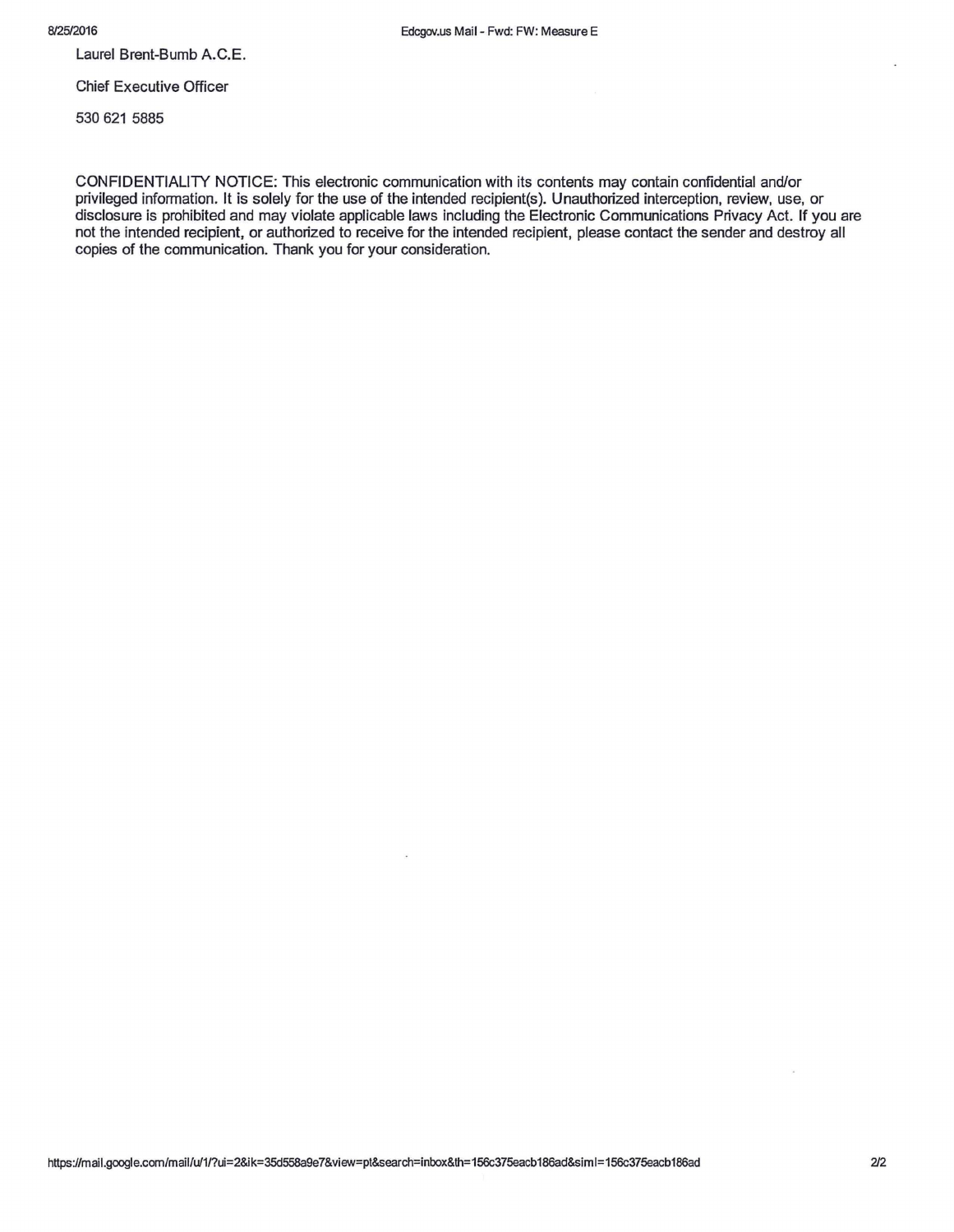Laurel Brent-Bumb A.C.E.

Chief Executive Officer

530 621 5885

CONFIDENTIALITY NOTICE: This electronic communication with its contents may contain confidential and/or privileged information. It is solely for the use of the intended recipient(s). Unauthorized interception, review, use, or disclosure is prohibited and may violate applicable laws including the Electronic Communications Privacy Act. If you are not the intended recipient, or authorized to receive for the intended recipient, please contact the sender and destroy all copies of the communication. Thank you for your consideration.